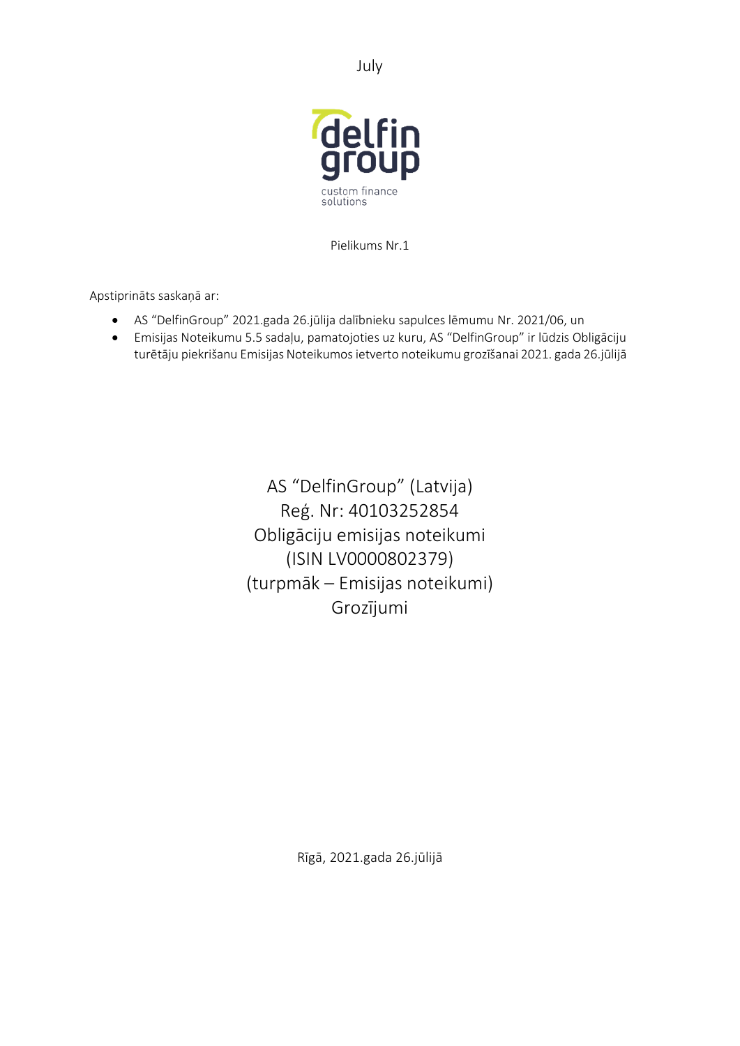July

delfin group

custom finance solutions

Pielikums Nr.1

Apstiprināts saskaņā ar:

- AS "DelfinGroup" 2021.gada 26.jūlija dalībnieku sapulces lēmumu Nr. 2021/06, un
- Emisijas Noteikumu 5.5 sadaļu, pamatojoties uz kuru, AS "DelfinGroup" ir lūdzis Obligāciju turētāju piekrišanu Emisijas Noteikumos ietverto noteikumu grozīšanai 2021. gada 26.jūlijā

# AS "DelfinGroup" (Latvija)
# Reģ. Nr: 40103252854
# Obligāciju emisijas noteikumi
# (ISIN LV0000802379)
# (turpmāk – Emisijas noteikumi)
# Grozījumi

Rīgā, 2021.gada 26.jūlijā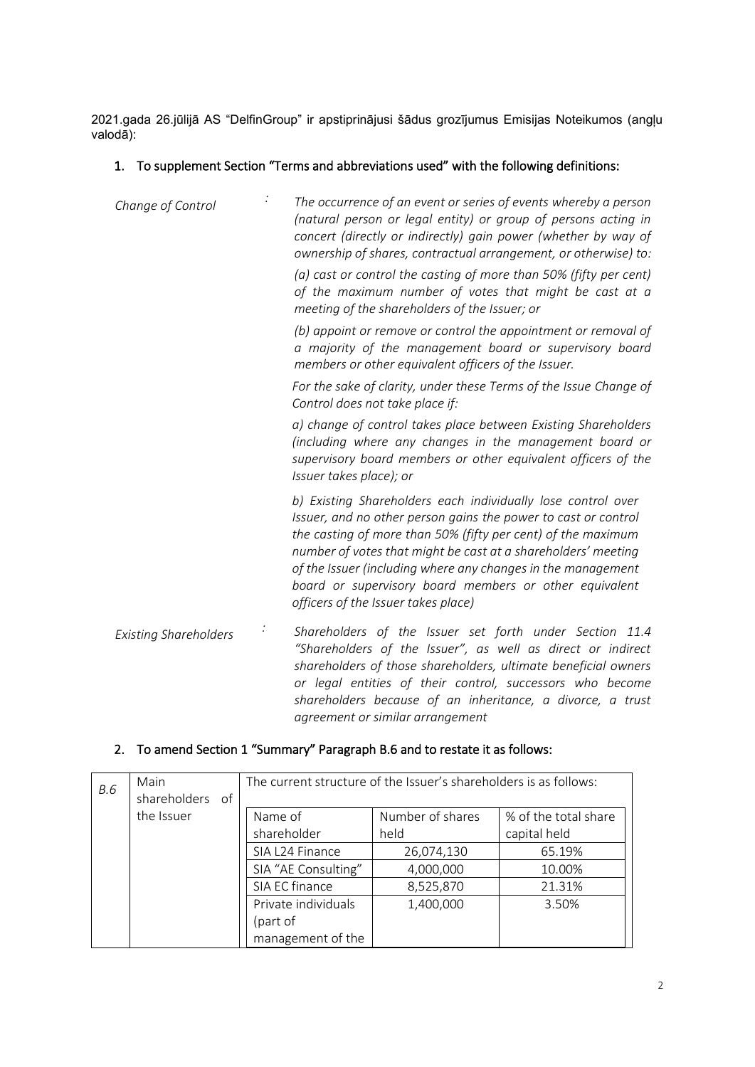2021.gada 26.jūlijā AS "DelfinGroup" ir apstiprinājusi šādus grozījumus Emisijas Noteikumos (angļu valodā):

## 1. To supplement Section "Terms and abbreviations used" with the following definitions:

| | | |
|---|---|---|
| *Change of Control* | : | *The occurrence of an event or series of events whereby a person (natural person or legal entity) or group of persons acting in concert (directly or indirectly) gain power (whether by way of ownership of shares, contractual arrangement, or otherwise) to:*<br><br>*(a) cast or control the casting of more than 50% (fifty per cent) of the maximum number of votes that might be cast at a meeting of the shareholders of the Issuer; or*<br><br>*(b) appoint or remove or control the appointment or removal of a majority of the management board or supervisory board members or other equivalent officers of the Issuer.*<br><br>*For the sake of clarity, under these Terms of the Issue Change of Control does not take place if:*<br><br>*a) change of control takes place between Existing Shareholders (including where any changes in the management board or supervisory board members or other equivalent officers of the Issuer takes place); or*<br><br>*b) Existing Shareholders each individually lose control over Issuer, and no other person gains the power to cast or control the casting of more than 50% (fifty per cent) of the maximum number of votes that might be cast at a shareholders' meeting of the Issuer (including where any changes in the management board or supervisory board members or other equivalent officers of the Issuer takes place)* |
| *Existing Shareholders* | : | *Shareholders of the Issuer set forth under Section 11.4 "Shareholders of the Issuer", as well as direct or indirect shareholders of those shareholders, ultimate beneficial owners or legal entities of their control, successors who become shareholders because of an inheritance, a divorce, a trust agreement or similar arrangement* |

## 2. To amend Section 1 "Summary" Paragraph B.6 and to restate it as follows:

| | | | | |
|---|---|---|---|---|
| *B.6* | Main shareholders of the Issuer | The current structure of the Issuer's shareholders is as follows: | | |
| | | Name of shareholder | Number of shares held | % of the total share capital held |
| | | SIA L24 Finance | 26,074,130 | 65.19% |
| | | SIA "AE Consulting" | 4,000,000 | 10.00% |
| | | SIA EC finance | 8,525,870 | 21.31% |
| | | Private individuals (part of management of the | 1,400,000 | 3.50% |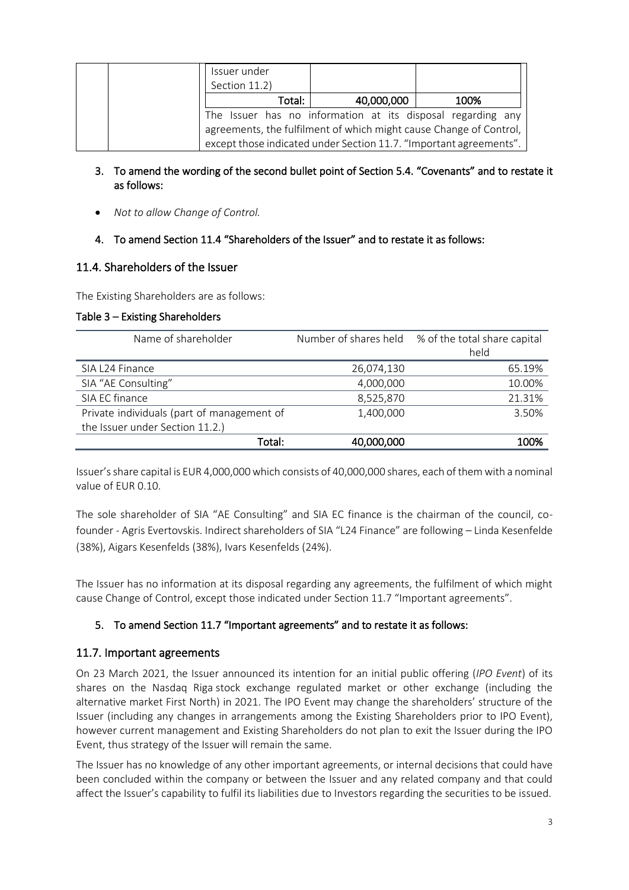| | | | |
|---|---|---|---|
| | | Issuer under Section 11.2) | | |
| | | Total: | 40,000,000 | 100% |

The Issuer has no information at its disposal regarding any agreements, the fulfilment of which might cause Change of Control, except those indicated under Section 11.7. "Important agreements".

3. **To amend the wording of the second bullet point of Section 5.4. "Covenants" and to restate it as follows:**

- *Not to allow Change of Control.*

4. **To amend Section 11.4 "Shareholders of the Issuer" and to restate it as follows:**

## 11.4. Shareholders of the Issuer

The Existing Shareholders are as follows:

**Table 3 – Existing Shareholders**

| Name of shareholder | Number of shares held | % of the total share capital held |
|---|---|---|
| SIA L24 Finance | 26,074,130 | 65.19% |
| SIA "AE Consulting" | 4,000,000 | 10.00% |
| SIA EC finance | 8,525,870 | 21.31% |
| Private individuals (part of management of the Issuer under Section 11.2.) | 1,400,000 | 3.50% |
| **Total:** | **40,000,000** | **100%** |

Issuer's share capital is EUR 4,000,000 which consists of 40,000,000 shares, each of them with a nominal value of EUR 0.10.

The sole shareholder of SIA "AE Consulting" and SIA EC finance is the chairman of the council, co-founder - Agris Evertovskis. Indirect shareholders of SIA "L24 Finance" are following – Linda Kesenfelde (38%), Aigars Kesenfelds (38%), Ivars Kesenfelds (24%).

The Issuer has no information at its disposal regarding any agreements, the fulfilment of which might cause Change of Control, except those indicated under Section 11.7 "Important agreements".

5. **To amend Section 11.7 "Important agreements" and to restate it as follows:**

## 11.7. Important agreements

On 23 March 2021, the Issuer announced its intention for an initial public offering (*IPO Event*) of its shares on the Nasdaq Riga stock exchange regulated market or other exchange (including the alternative market First North) in 2021. The IPO Event may change the shareholders' structure of the Issuer (including any changes in arrangements among the Existing Shareholders prior to IPO Event), however current management and Existing Shareholders do not plan to exit the Issuer during the IPO Event, thus strategy of the Issuer will remain the same.

The Issuer has no knowledge of any other important agreements, or internal decisions that could have been concluded within the company or between the Issuer and any related company and that could affect the Issuer's capability to fulfil its liabilities due to Investors regarding the securities to be issued.